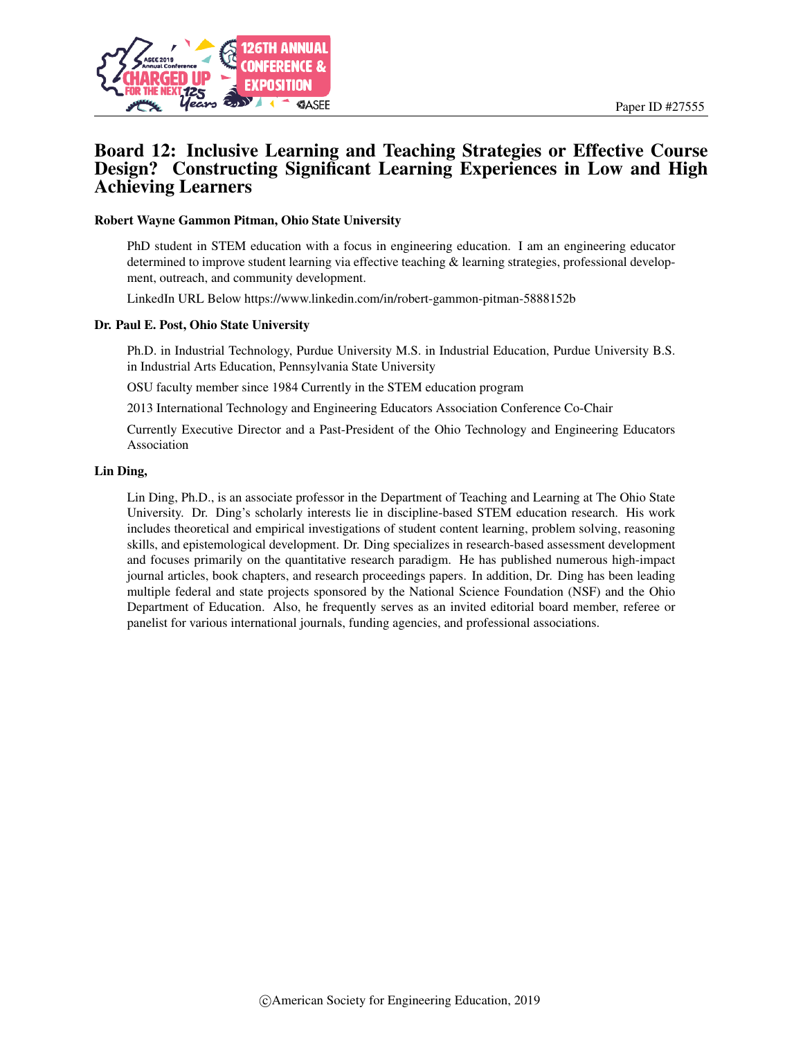Paper ID #27555

# Board 12: Inclusive Learning and Teaching Strategies or Effective Course Design? Constructing Significant Learning Experiences in Low and High Achieving Learners

**Robert Wayne Gammon Pitman, Ohio State University**

PhD student in STEM education with a focus in engineering education. I am an engineering educator determined to improve student learning via effective teaching & learning strategies, professional development, outreach, and community development.

LinkedIn URL Below https://www.linkedin.com/in/robert-gammon-pitman-5888152b

**Dr. Paul E. Post, Ohio State University**

Ph.D. in Industrial Technology, Purdue University M.S. in Industrial Education, Purdue University B.S. in Industrial Arts Education, Pennsylvania State University

OSU faculty member since 1984 Currently in the STEM education program

2013 International Technology and Engineering Educators Association Conference Co-Chair

Currently Executive Director and a Past-President of the Ohio Technology and Engineering Educators Association

**Lin Ding,**

Lin Ding, Ph.D., is an associate professor in the Department of Teaching and Learning at The Ohio State University. Dr. Ding's scholarly interests lie in discipline-based STEM education research. His work includes theoretical and empirical investigations of student content learning, problem solving, reasoning skills, and epistemological development. Dr. Ding specializes in research-based assessment development and focuses primarily on the quantitative research paradigm. He has published numerous high-impact journal articles, book chapters, and research proceedings papers. In addition, Dr. Ding has been leading multiple federal and state projects sponsored by the National Science Foundation (NSF) and the Ohio Department of Education. Also, he frequently serves as an invited editorial board member, referee or panelist for various international journals, funding agencies, and professional associations.

©American Society for Engineering Education, 2019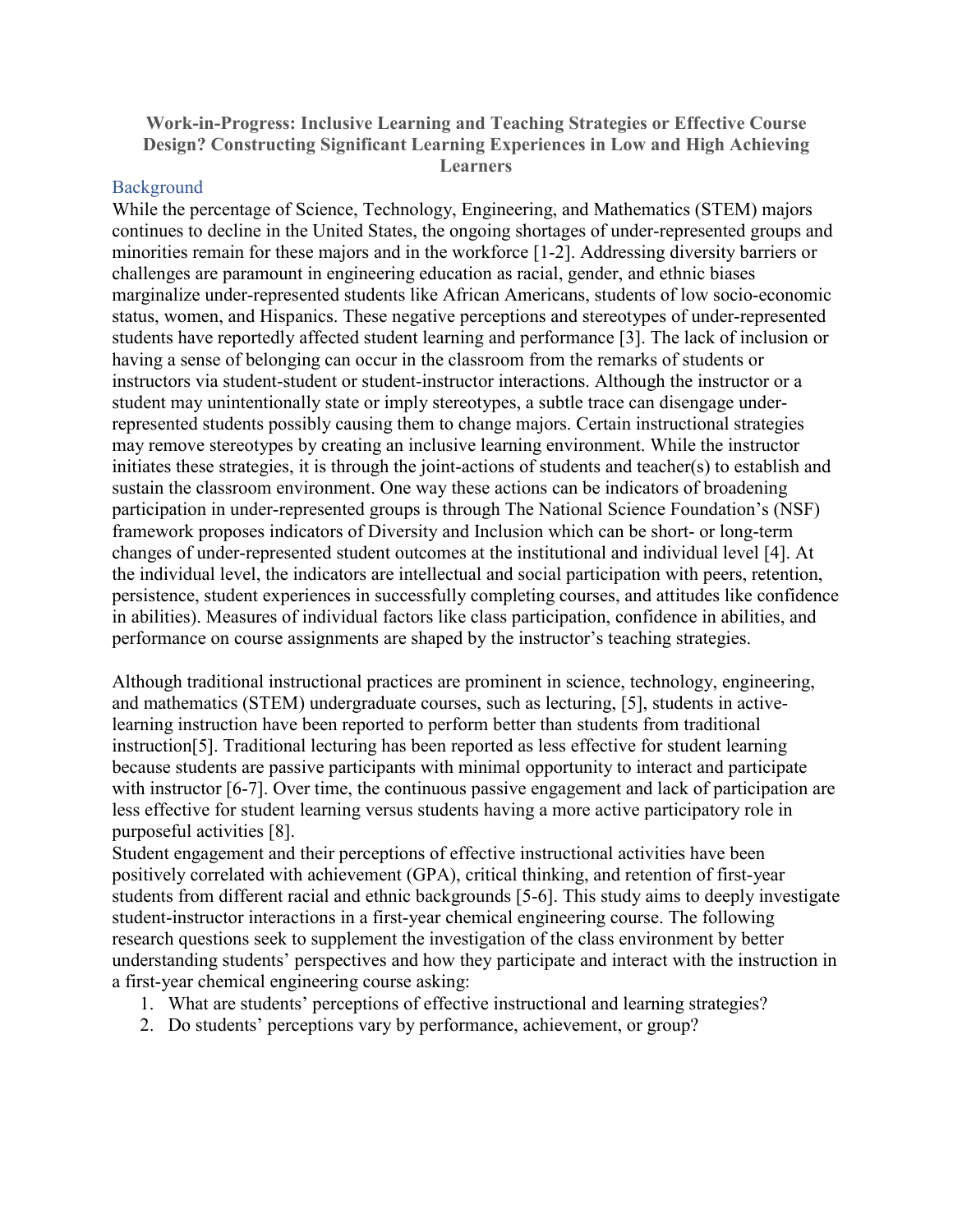**Work-in-Progress: Inclusive Learning and Teaching Strategies or Effective Course Design? Constructing Significant Learning Experiences in Low and High Achieving Learners**

## Background

While the percentage of Science, Technology, Engineering, and Mathematics (STEM) majors continues to decline in the United States, the ongoing shortages of under-represented groups and minorities remain for these majors and in the workforce [1-2]. Addressing diversity barriers or challenges are paramount in engineering education as racial, gender, and ethnic biases marginalize under-represented students like African Americans, students of low socio-economic status, women, and Hispanics. These negative perceptions and stereotypes of under-represented students have reportedly affected student learning and performance [3]. The lack of inclusion or having a sense of belonging can occur in the classroom from the remarks of students or instructors via student-student or student-instructor interactions. Although the instructor or a student may unintentionally state or imply stereotypes, a subtle trace can disengage under-represented students possibly causing them to change majors. Certain instructional strategies may remove stereotypes by creating an inclusive learning environment. While the instructor initiates these strategies, it is through the joint-actions of students and teacher(s) to establish and sustain the classroom environment. One way these actions can be indicators of broadening participation in under-represented groups is through The National Science Foundation's (NSF) framework proposes indicators of Diversity and Inclusion which can be short- or long-term changes of under-represented student outcomes at the institutional and individual level [4]. At the individual level, the indicators are intellectual and social participation with peers, retention, persistence, student experiences in successfully completing courses, and attitudes like confidence in abilities). Measures of individual factors like class participation, confidence in abilities, and performance on course assignments are shaped by the instructor's teaching strategies.

Although traditional instructional practices are prominent in science, technology, engineering, and mathematics (STEM) undergraduate courses, such as lecturing, [5], students in active-learning instruction have been reported to perform better than students from traditional instruction[5]. Traditional lecturing has been reported as less effective for student learning because students are passive participants with minimal opportunity to interact and participate with instructor [6-7]. Over time, the continuous passive engagement and lack of participation are less effective for student learning versus students having a more active participatory role in purposeful activities [8].

Student engagement and their perceptions of effective instructional activities have been positively correlated with achievement (GPA), critical thinking, and retention of first-year students from different racial and ethnic backgrounds [5-6]. This study aims to deeply investigate student-instructor interactions in a first-year chemical engineering course. The following research questions seek to supplement the investigation of the class environment by better understanding students' perspectives and how they participate and interact with the instruction in a first-year chemical engineering course asking:

1. What are students' perceptions of effective instructional and learning strategies?
2. Do students' perceptions vary by performance, achievement, or group?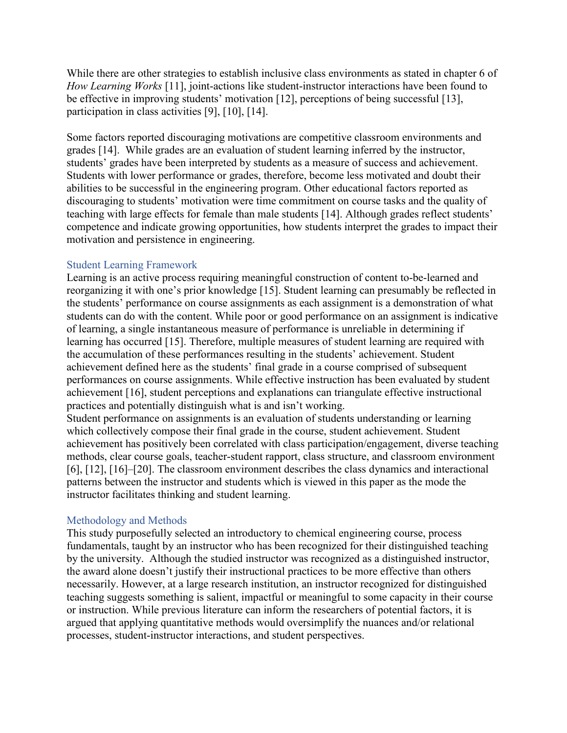While there are other strategies to establish inclusive class environments as stated in chapter 6 of *How Learning Works* [11], joint-actions like student-instructor interactions have been found to be effective in improving students' motivation [12], perceptions of being successful [13], participation in class activities [9], [10], [14].

Some factors reported discouraging motivations are competitive classroom environments and grades [14]. While grades are an evaluation of student learning inferred by the instructor, students' grades have been interpreted by students as a measure of success and achievement. Students with lower performance or grades, therefore, become less motivated and doubt their abilities to be successful in the engineering program. Other educational factors reported as discouraging to students' motivation were time commitment on course tasks and the quality of teaching with large effects for female than male students [14]. Although grades reflect students' competence and indicate growing opportunities, how students interpret the grades to impact their motivation and persistence in engineering.

## Student Learning Framework

Learning is an active process requiring meaningful construction of content to-be-learned and reorganizing it with one's prior knowledge [15]. Student learning can presumably be reflected in the students' performance on course assignments as each assignment is a demonstration of what students can do with the content. While poor or good performance on an assignment is indicative of learning, a single instantaneous measure of performance is unreliable in determining if learning has occurred [15]. Therefore, multiple measures of student learning are required with the accumulation of these performances resulting in the students' achievement. Student achievement defined here as the students' final grade in a course comprised of subsequent performances on course assignments. While effective instruction has been evaluated by student achievement [16], student perceptions and explanations can triangulate effective instructional practices and potentially distinguish what is and isn't working.

Student performance on assignments is an evaluation of students understanding or learning which collectively compose their final grade in the course, student achievement. Student achievement has positively been correlated with class participation/engagement, diverse teaching methods, clear course goals, teacher-student rapport, class structure, and classroom environment [6], [12], [16]–[20]. The classroom environment describes the class dynamics and interactional patterns between the instructor and students which is viewed in this paper as the mode the instructor facilitates thinking and student learning.

## Methodology and Methods

This study purposefully selected an introductory to chemical engineering course, process fundamentals, taught by an instructor who has been recognized for their distinguished teaching by the university. Although the studied instructor was recognized as a distinguished instructor, the award alone doesn't justify their instructional practices to be more effective than others necessarily. However, at a large research institution, an instructor recognized for distinguished teaching suggests something is salient, impactful or meaningful to some capacity in their course or instruction. While previous literature can inform the researchers of potential factors, it is argued that applying quantitative methods would oversimplify the nuances and/or relational processes, student-instructor interactions, and student perspectives.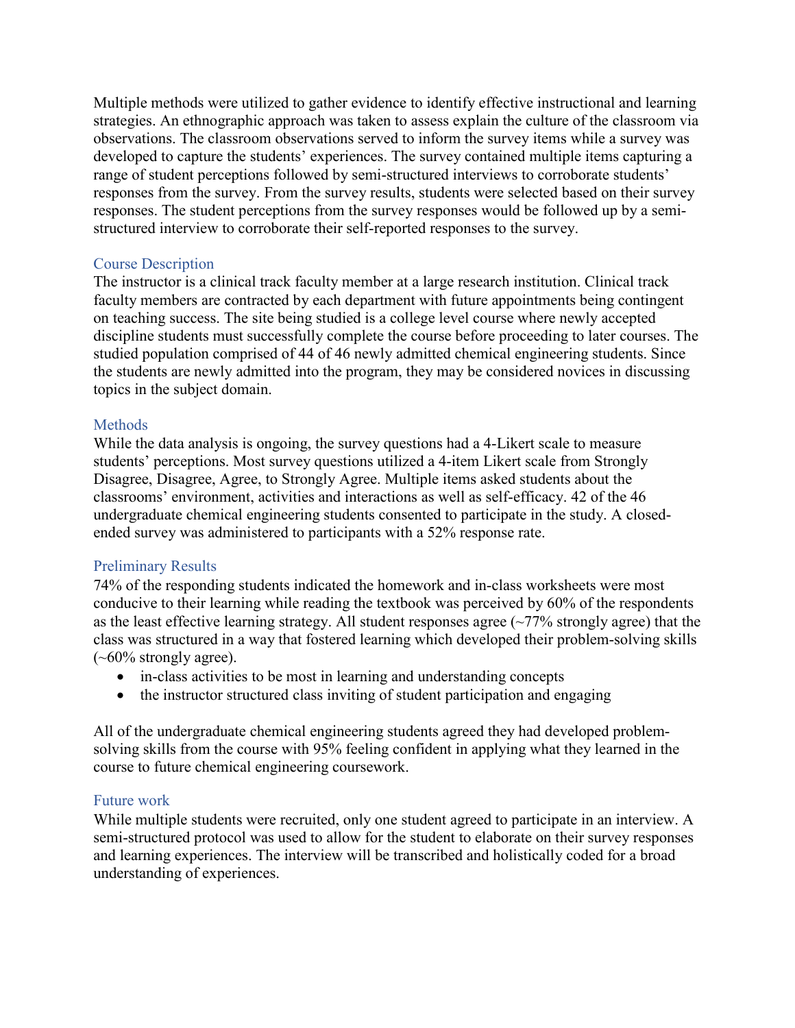Multiple methods were utilized to gather evidence to identify effective instructional and learning strategies. An ethnographic approach was taken to assess explain the culture of the classroom via observations. The classroom observations served to inform the survey items while a survey was developed to capture the students' experiences. The survey contained multiple items capturing a range of student perceptions followed by semi-structured interviews to corroborate students' responses from the survey. From the survey results, students were selected based on their survey responses. The student perceptions from the survey responses would be followed up by a semi-structured interview to corroborate their self-reported responses to the survey.

## Course Description

The instructor is a clinical track faculty member at a large research institution. Clinical track faculty members are contracted by each department with future appointments being contingent on teaching success. The site being studied is a college level course where newly accepted discipline students must successfully complete the course before proceeding to later courses. The studied population comprised of 44 of 46 newly admitted chemical engineering students. Since the students are newly admitted into the program, they may be considered novices in discussing topics in the subject domain.

## Methods

While the data analysis is ongoing, the survey questions had a 4-Likert scale to measure students' perceptions. Most survey questions utilized a 4-item Likert scale from Strongly Disagree, Disagree, Agree, to Strongly Agree. Multiple items asked students about the classrooms' environment, activities and interactions as well as self-efficacy. 42 of the 46 undergraduate chemical engineering students consented to participate in the study. A closed-ended survey was administered to participants with a 52% response rate.

## Preliminary Results

74% of the responding students indicated the homework and in-class worksheets were most conducive to their learning while reading the textbook was perceived by 60% of the respondents as the least effective learning strategy. All student responses agree (~77% strongly agree) that the class was structured in a way that fostered learning which developed their problem-solving skills (~60% strongly agree).

- in-class activities to be most in learning and understanding concepts
- the instructor structured class inviting of student participation and engaging

All of the undergraduate chemical engineering students agreed they had developed problem-solving skills from the course with 95% feeling confident in applying what they learned in the course to future chemical engineering coursework.

## Future work

While multiple students were recruited, only one student agreed to participate in an interview. A semi-structured protocol was used to allow for the student to elaborate on their survey responses and learning experiences. The interview will be transcribed and holistically coded for a broad understanding of experiences.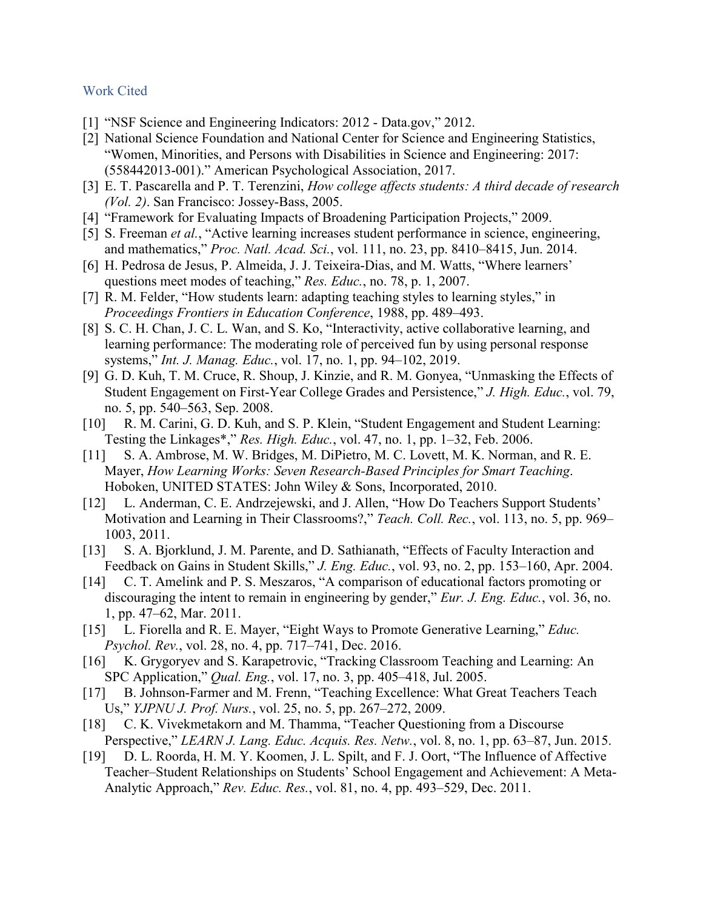## Work Cited

[1] "NSF Science and Engineering Indicators: 2012 - Data.gov," 2012.

[2] National Science Foundation and National Center for Science and Engineering Statistics, "Women, Minorities, and Persons with Disabilities in Science and Engineering: 2017: (558442013-001)." American Psychological Association, 2017.

[3] E. T. Pascarella and P. T. Terenzini, *How college affects students: A third decade of research (Vol. 2)*. San Francisco: Jossey-Bass, 2005.

[4] "Framework for Evaluating Impacts of Broadening Participation Projects," 2009.

[5] S. Freeman *et al.*, "Active learning increases student performance in science, engineering, and mathematics," *Proc. Natl. Acad. Sci.*, vol. 111, no. 23, pp. 8410–8415, Jun. 2014.

[6] H. Pedrosa de Jesus, P. Almeida, J. J. Teixeira-Dias, and M. Watts, "Where learners' questions meet modes of teaching," *Res. Educ.*, no. 78, p. 1, 2007.

[7] R. M. Felder, "How students learn: adapting teaching styles to learning styles," in *Proceedings Frontiers in Education Conference*, 1988, pp. 489–493.

[8] S. C. H. Chan, J. C. L. Wan, and S. Ko, "Interactivity, active collaborative learning, and learning performance: The moderating role of perceived fun by using personal response systems," *Int. J. Manag. Educ.*, vol. 17, no. 1, pp. 94–102, 2019.

[9] G. D. Kuh, T. M. Cruce, R. Shoup, J. Kinzie, and R. M. Gonyea, "Unmasking the Effects of Student Engagement on First-Year College Grades and Persistence," *J. High. Educ.*, vol. 79, no. 5, pp. 540–563, Sep. 2008.

[10] R. M. Carini, G. D. Kuh, and S. P. Klein, "Student Engagement and Student Learning: Testing the Linkages*," *Res. High. Educ.*, vol. 47, no. 1, pp. 1–32, Feb. 2006.

[11] S. A. Ambrose, M. W. Bridges, M. DiPietro, M. C. Lovett, M. K. Norman, and R. E. Mayer, *How Learning Works: Seven Research-Based Principles for Smart Teaching*. Hoboken, UNITED STATES: John Wiley & Sons, Incorporated, 2010.

[12] L. Anderman, C. E. Andrzejewski, and J. Allen, "How Do Teachers Support Students' Motivation and Learning in Their Classrooms?," *Teach. Coll. Rec.*, vol. 113, no. 5, pp. 969–1003, 2011.

[13] S. A. Bjorklund, J. M. Parente, and D. Sathianath, "Effects of Faculty Interaction and Feedback on Gains in Student Skills," *J. Eng. Educ.*, vol. 93, no. 2, pp. 153–160, Apr. 2004.

[14] C. T. Amelink and P. S. Meszaros, "A comparison of educational factors promoting or discouraging the intent to remain in engineering by gender," *Eur. J. Eng. Educ.*, vol. 36, no. 1, pp. 47–62, Mar. 2011.

[15] L. Fiorella and R. E. Mayer, "Eight Ways to Promote Generative Learning," *Educ. Psychol. Rev.*, vol. 28, no. 4, pp. 717–741, Dec. 2016.

[16] K. Grygoryev and S. Karapetrovic, "Tracking Classroom Teaching and Learning: An SPC Application," *Qual. Eng.*, vol. 17, no. 3, pp. 405–418, Jul. 2005.

[17] B. Johnson-Farmer and M. Frenn, "Teaching Excellence: What Great Teachers Teach Us," *YJPNU J. Prof. Nurs.*, vol. 25, no. 5, pp. 267–272, 2009.

[18] C. K. Vivekmetakorn and M. Thamma, "Teacher Questioning from a Discourse Perspective," *LEARN J. Lang. Educ. Acquis. Res. Netw.*, vol. 8, no. 1, pp. 63–87, Jun. 2015.

[19] D. L. Roorda, H. M. Y. Koomen, J. L. Spilt, and F. J. Oort, "The Influence of Affective Teacher–Student Relationships on Students' School Engagement and Achievement: A Meta-Analytic Approach," *Rev. Educ. Res.*, vol. 81, no. 4, pp. 493–529, Dec. 2011.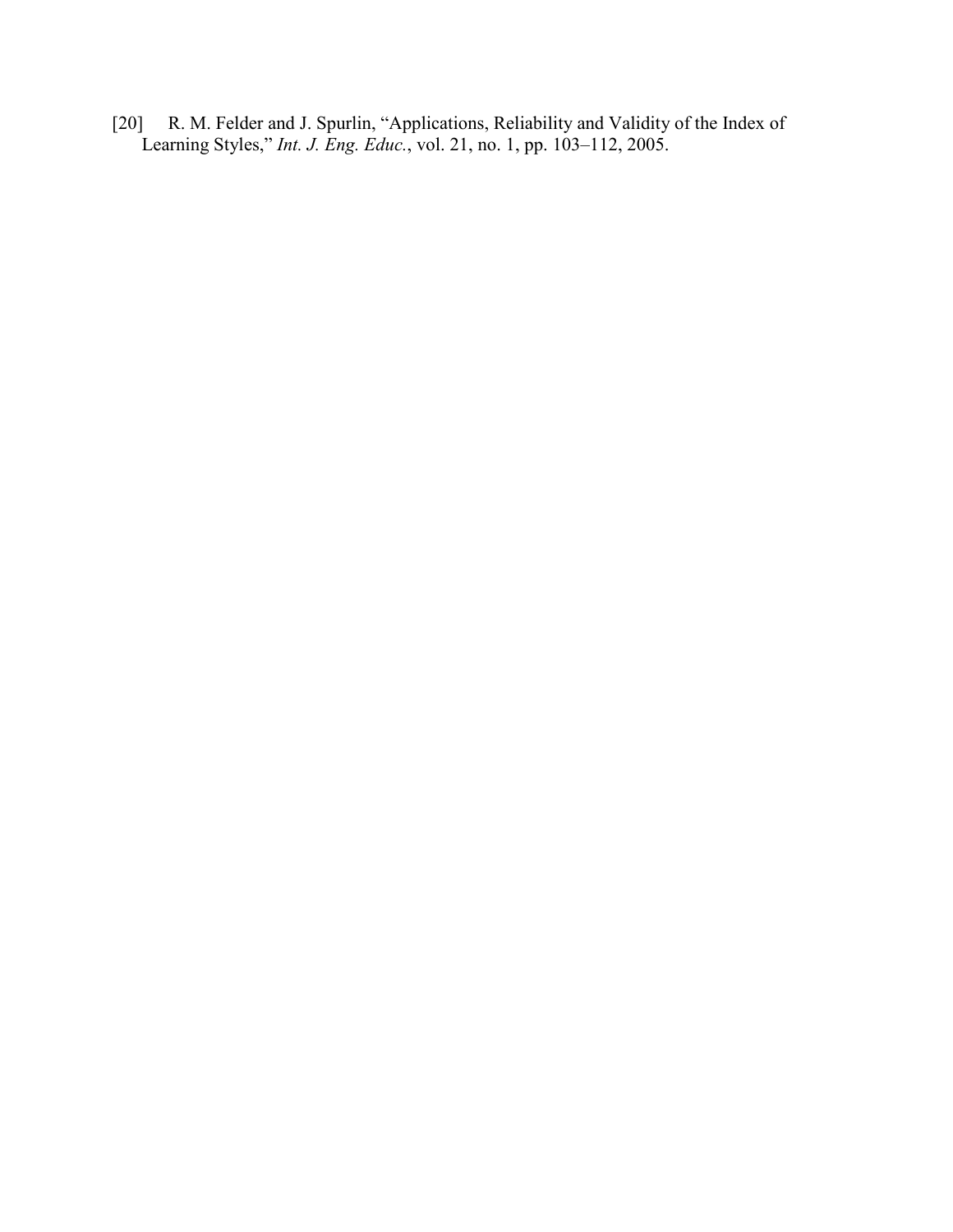[20] R. M. Felder and J. Spurlin, "Applications, Reliability and Validity of the Index of Learning Styles," *Int. J. Eng. Educ.*, vol. 21, no. 1, pp. 103–112, 2005.